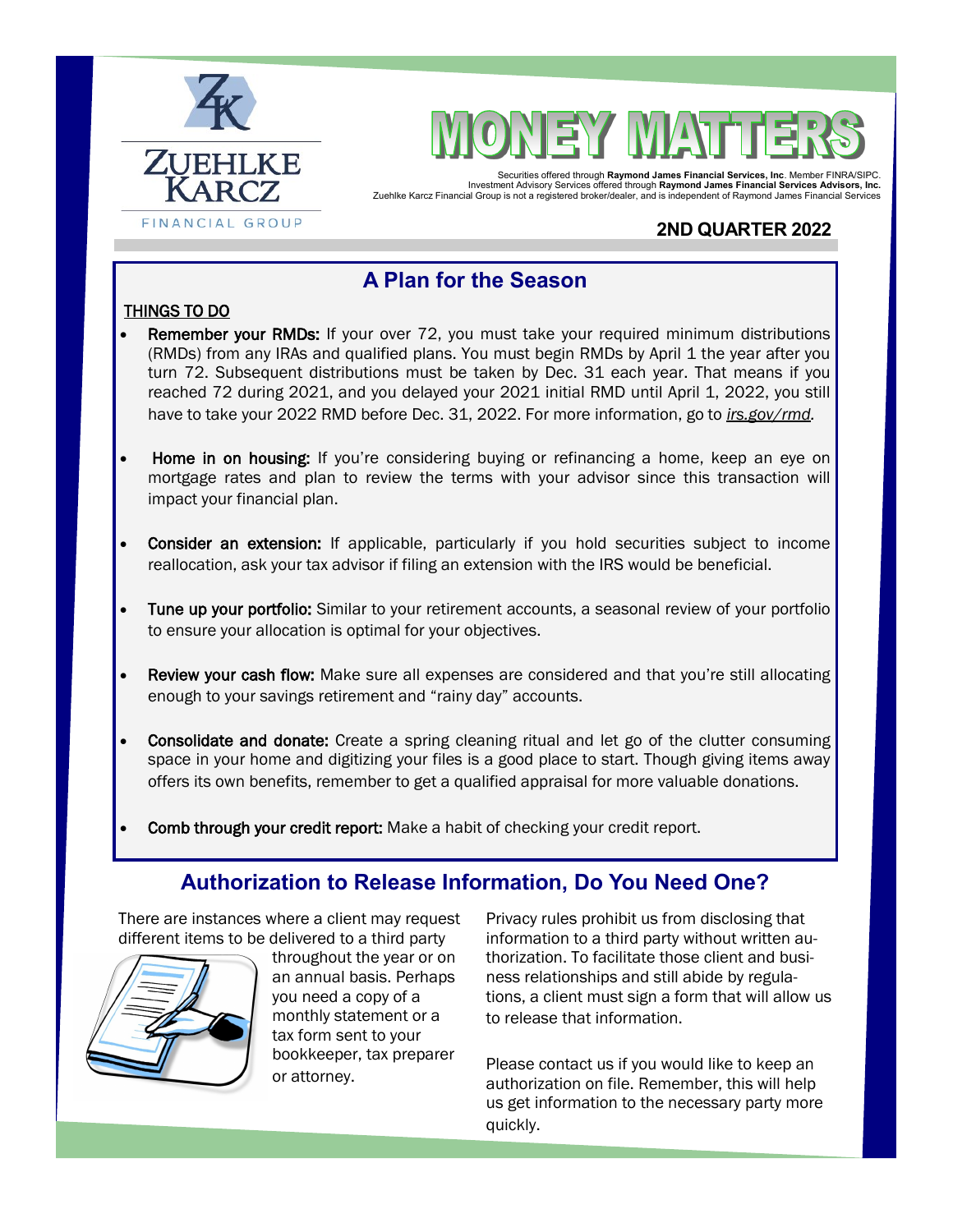ZUEHLKE KARCZ FINANCIAL GROUP

# MONEY MATTERS

Securities offered through **Raymond James Financial Services, Inc**. Member FINRA/SIPC.
Investment Advisory Services offered through **Raymond James Financial Services Advisors, Inc.**
Zuehlke Karcz Financial Group is not a registered broker/dealer, and is independent of Raymond James Financial Services

**2ND QUARTER 2022**

## A Plan for the Season

THINGS TO DO

- **Remember your RMDs:** If your over 72, you must take your required minimum distributions (RMDs) from any IRAs and qualified plans. You must begin RMDs by April 1 the year after you turn 72. Subsequent distributions must be taken by Dec. 31 each year. That means if you reached 72 during 2021, and you delayed your 2021 initial RMD until April 1, 2022, you still have to take your 2022 RMD before Dec. 31, 2022. For more information, go to *irs.gov/rmd*.
- **Home in on housing:** If you're considering buying or refinancing a home, keep an eye on mortgage rates and plan to review the terms with your advisor since this transaction will impact your financial plan.
- **Consider an extension:** If applicable, particularly if you hold securities subject to income reallocation, ask your tax advisor if filing an extension with the IRS would be beneficial.
- **Tune up your portfolio:** Similar to your retirement accounts, a seasonal review of your portfolio to ensure your allocation is optimal for your objectives.
- **Review your cash flow:** Make sure all expenses are considered and that you're still allocating enough to your savings retirement and "rainy day" accounts.
- **Consolidate and donate:** Create a spring cleaning ritual and let go of the clutter consuming space in your home and digitizing your files is a good place to start. Though giving items away offers its own benefits, remember to get a qualified appraisal for more valuable donations.
- **Comb through your credit report:** Make a habit of checking your credit report.

## Authorization to Release Information, Do You Need One?

There are instances where a client may request different items to be delivered to a third party throughout the year or on an annual basis. Perhaps you need a copy of a monthly statement or a tax form sent to your bookkeeper, tax preparer or attorney.

Privacy rules prohibit us from disclosing that information to a third party without written authorization. To facilitate those client and business relationships and still abide by regulations, a client must sign a form that will allow us to release that information.

Please contact us if you would like to keep an authorization on file. Remember, this will help us get information to the necessary party more quickly.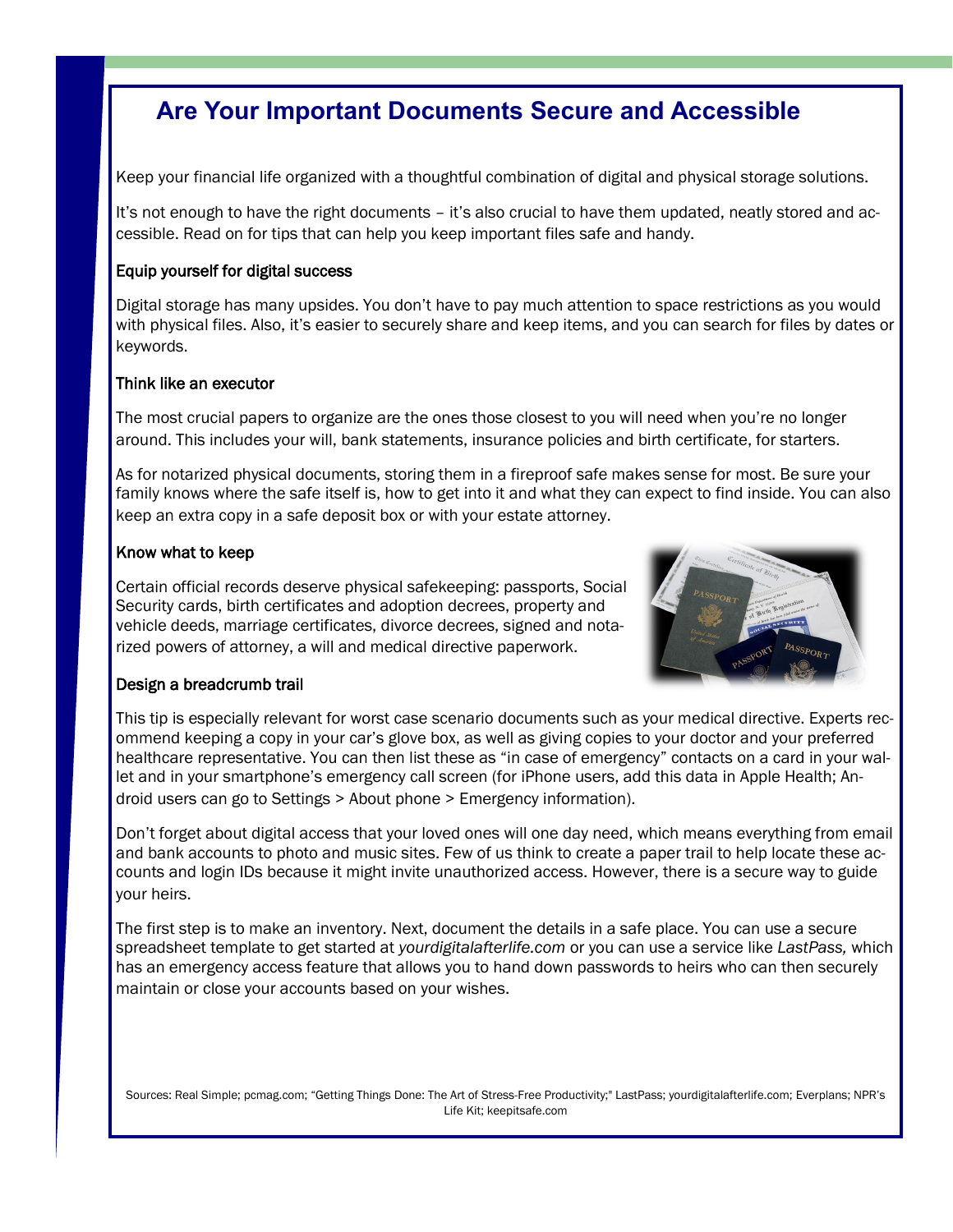# Are Your Important Documents Secure and Accessible

Keep your financial life organized with a thoughtful combination of digital and physical storage solutions.

It's not enough to have the right documents – it's also crucial to have them updated, neatly stored and accessible. Read on for tips that can help you keep important files safe and handy.

### Equip yourself for digital success

Digital storage has many upsides. You don't have to pay much attention to space restrictions as you would with physical files. Also, it's easier to securely share and keep items, and you can search for files by dates or keywords.

### Think like an executor

The most crucial papers to organize are the ones those closest to you will need when you're no longer around. This includes your will, bank statements, insurance policies and birth certificate, for starters.

As for notarized physical documents, storing them in a fireproof safe makes sense for most. Be sure your family knows where the safe itself is, how to get into it and what they can expect to find inside. You can also keep an extra copy in a safe deposit box or with your estate attorney.

### Know what to keep

Certain official records deserve physical safekeeping: passports, Social Security cards, birth certificates and adoption decrees, property and vehicle deeds, marriage certificates, divorce decrees, signed and notarized powers of attorney, a will and medical directive paperwork.

### Design a breadcrumb trail

This tip is especially relevant for worst case scenario documents such as your medical directive. Experts recommend keeping a copy in your car's glove box, as well as giving copies to your doctor and your preferred healthcare representative. You can then list these as "in case of emergency" contacts on a card in your wallet and in your smartphone's emergency call screen (for iPhone users, add this data in Apple Health; Android users can go to Settings > About phone > Emergency information).

Don't forget about digital access that your loved ones will one day need, which means everything from email and bank accounts to photo and music sites. Few of us think to create a paper trail to help locate these accounts and login IDs because it might invite unauthorized access. However, there is a secure way to guide your heirs.

The first step is to make an inventory. Next, document the details in a safe place. You can use a secure spreadsheet template to get started at *yourdigitalafterlife.com* or you can use a service like *LastPass,* which has an emergency access feature that allows you to hand down passwords to heirs who can then securely maintain or close your accounts based on your wishes.

Sources: Real Simple; pcmag.com; "Getting Things Done: The Art of Stress-Free Productivity;" LastPass; yourdigitalafterlife.com; Everplans; NPR's Life Kit; keepitsafe.com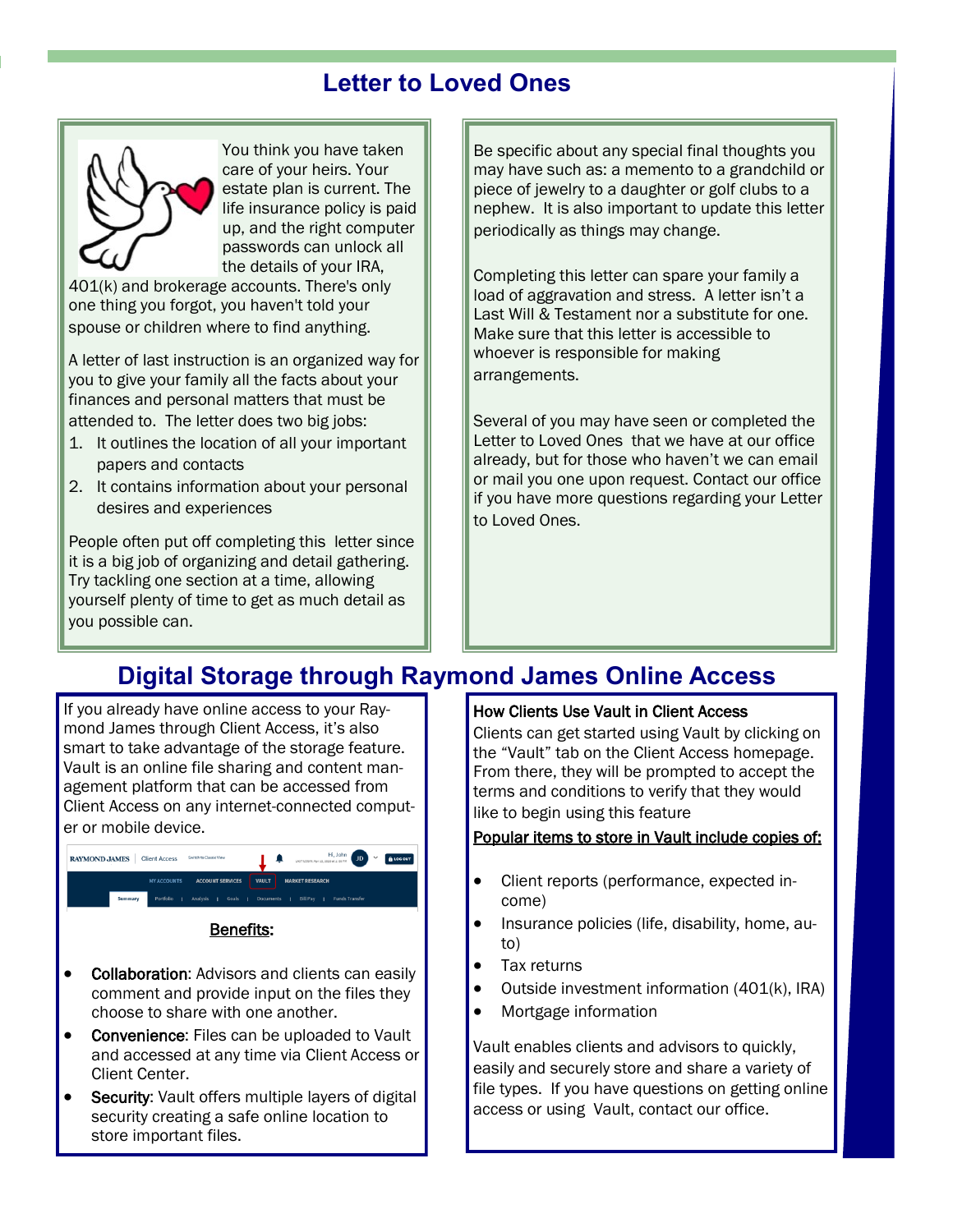# Letter to Loved Ones

You think you have taken care of your heirs. Your estate plan is current. The life insurance policy is paid up, and the right computer passwords can unlock all the details of your IRA, 401(k) and brokerage accounts. There's only one thing you forgot, you haven't told your spouse or children where to find anything.

A letter of last instruction is an organized way for you to give your family all the facts about your finances and personal matters that must be attended to. The letter does two big jobs:

1. It outlines the location of all your important papers and contacts
2. It contains information about your personal desires and experiences

People often put off completing this letter since it is a big job of organizing and detail gathering. Try tackling one section at a time, allowing yourself plenty of time to get as much detail as you possible can.

Be specific about any special final thoughts you may have such as: a memento to a grandchild or piece of jewelry to a daughter or golf clubs to a nephew. It is also important to update this letter periodically as things may change.

Completing this letter can spare your family a load of aggravation and stress. A letter isn't a Last Will & Testament nor a substitute for one. Make sure that this letter is accessible to whoever is responsible for making arrangements.

Several of you may have seen or completed the Letter to Loved Ones that we have at our office already, but for those who haven't we can email or mail you one upon request. Contact our office if you have more questions regarding your Letter to Loved Ones.

# Digital Storage through Raymond James Online Access

If you already have online access to your Raymond James through Client Access, it's also smart to take advantage of the storage feature. Vault is an online file sharing and content management platform that can be accessed from Client Access on any internet-connected computer or mobile device.

<u>Benefits:</u>

- **Collaboration**: Advisors and clients can easily comment and provide input on the files they choose to share with one another.
- **Convenience**: Files can be uploaded to Vault and accessed at any time via Client Access or Client Center.
- **Security**: Vault offers multiple layers of digital security creating a safe online location to store important files.

**How Clients Use Vault in Client Access**

Clients can get started using Vault by clicking on the "Vault" tab on the Client Access homepage. From there, they will be prompted to accept the terms and conditions to verify that they would like to begin using this feature

<u>Popular items to store in Vault include copies of:</u>

- Client reports (performance, expected income)
- Insurance policies (life, disability, home, auto)
- Tax returns
- Outside investment information (401(k), IRA)
- Mortgage information

Vault enables clients and advisors to quickly, easily and securely store and share a variety of file types. If you have questions on getting online access or using Vault, contact our office.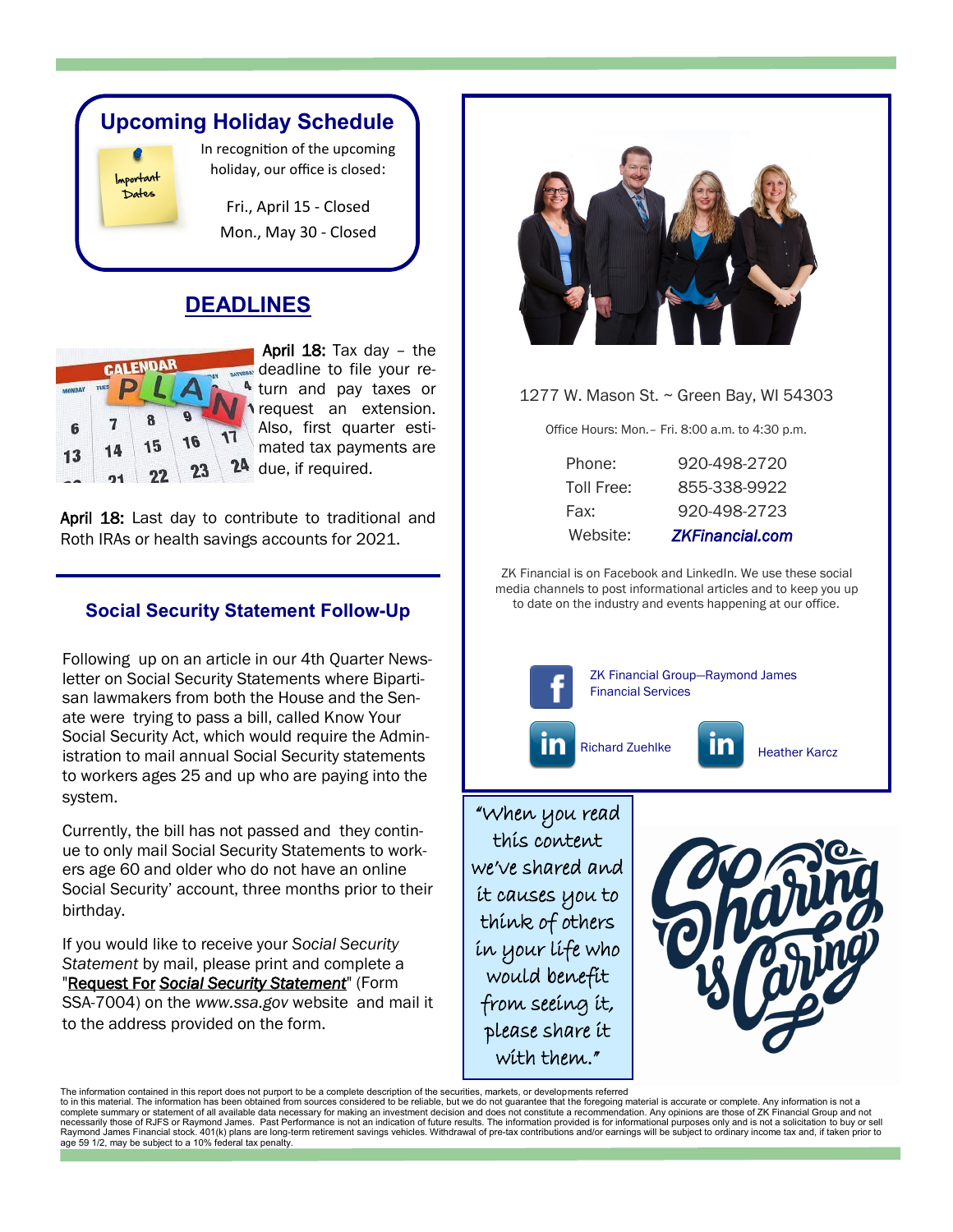## Upcoming Holiday Schedule

Important Dates

In recognition of the upcoming holiday, our office is closed:

Fri., April 15 - Closed
Mon., May 30 - Closed

## DEADLINES

**April 18:** Tax day – the deadline to file your return and pay taxes or request an extension. Also, first quarter estimated tax payments are due, if required.

**April 18:** Last day to contribute to traditional and Roth IRAs or health savings accounts for 2021.

### Social Security Statement Follow-Up

Following up on an article in our 4th Quarter Newsletter on Social Security Statements where Bipartisan lawmakers from both the House and the Senate were trying to pass a bill, called Know Your Social Security Act, which would require the Administration to mail annual Social Security statements to workers ages 25 and up who are paying into the system.

Currently, the bill has not passed and they continue to only mail Social Security Statements to workers age 60 and older who do not have an online Social Security' account, three months prior to their birthday.

If you would like to receive your *Social Security Statement* by mail, please print and complete a "Request For *Social Security Statement*" (Form SSA-7004) on the *www.ssa.gov* website and mail it to the address provided on the form.

1277 W. Mason St. ~ Green Bay, WI 54303

Office Hours: Mon.– Fri. 8:00 a.m. to 4:30 p.m.

| | |
|---|---|
| Phone: | 920-498-2720 |
| Toll Free: | 855-338-9922 |
| Fax: | 920-498-2723 |
| Website: | *ZKFinancial.com* |

ZK Financial is on Facebook and LinkedIn. We use these social media channels to post informational articles and to keep you up to date on the industry and events happening at our office.

ZK Financial Group—Raymond James Financial Services

Richard Zuehlke

Heather Karcz

"When you read this content we've shared and it causes you to think of others in your life who would benefit from seeing it, please share it with them."

Sharing is Caring

The information contained in this report does not purport to be a complete description of the securities, markets, or developments referred to in this material. The information has been obtained from sources considered to be reliable, but we do not guarantee that the foregoing material is accurate or complete. Any information is not a complete summary or statement of all available data necessary for making an investment decision and does not constitute a recommendation. Any opinions are those of ZK Financial Group and not necessarily those of RJFS or Raymond James. Past Performance is not an indication of future results. The information provided is for informational purposes only and is not a solicitation to buy or sell Raymond James Financial stock. 401(k) plans are long-term retirement savings vehicles. Withdrawal of pre-tax contributions and/or earnings will be subject to ordinary income tax and, if taken prior to age 59 1/2, may be subject to a 10% federal tax penalty.